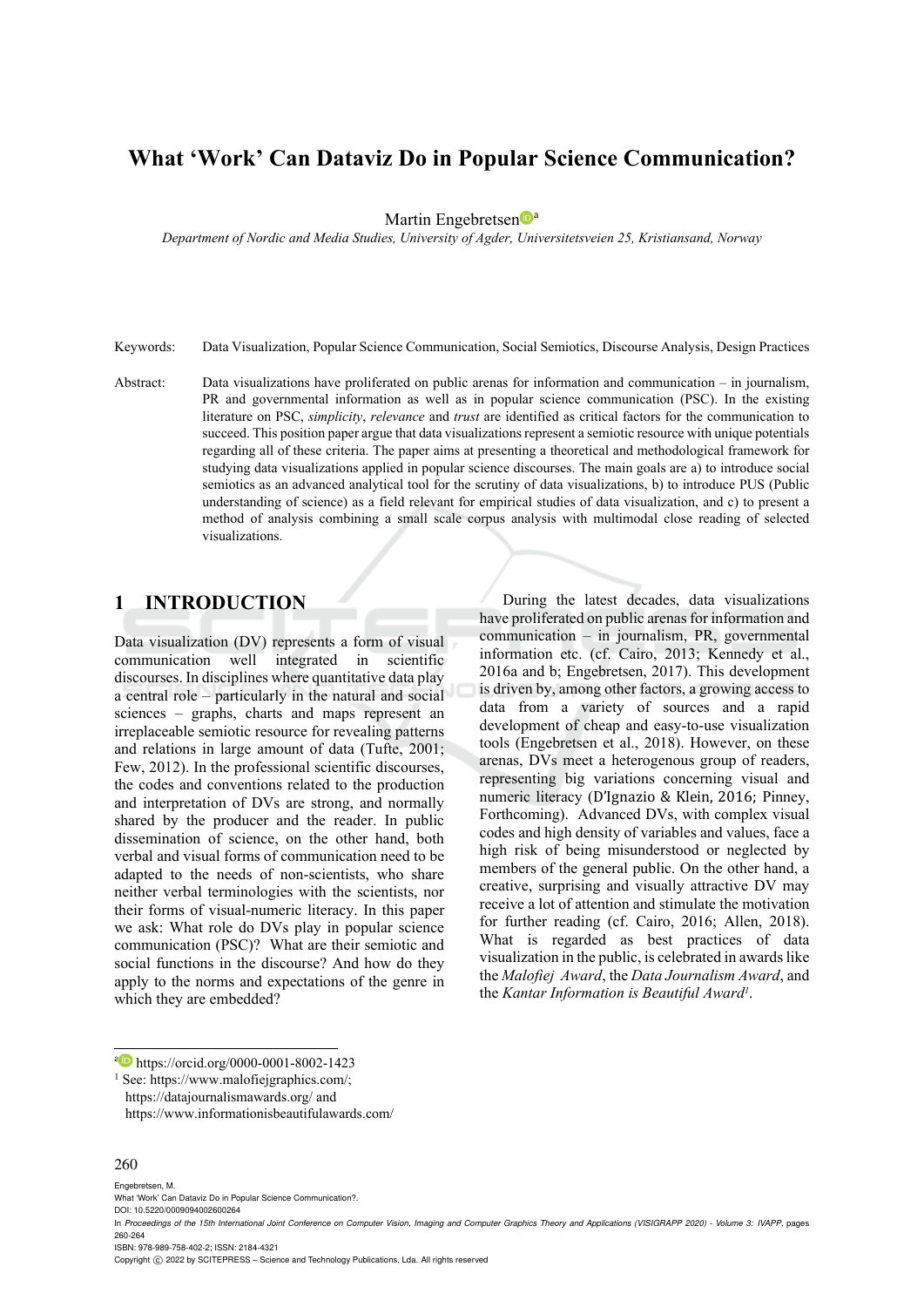# What 'Work' Can Dataviz Do in Popular Science Communication?

Martin Engebretsen[a]

*Department of Nordic and Media Studies, University of Agder, Universitetsveien 25, Kristiansand, Norway*

Keywords: Data Visualization, Popular Science Communication, Social Semiotics, Discourse Analysis, Design Practices

Abstract: Data visualizations have proliferated on public arenas for information and communication – in journalism, PR and governmental information as well as in popular science communication (PSC). In the existing literature on PSC, *simplicity*, *relevance* and *trust* are identified as critical factors for the communication to succeed. This position paper argue that data visualizations represent a semiotic resource with unique potentials regarding all of these criteria. The paper aims at presenting a theoretical and methodological framework for studying data visualizations applied in popular science discourses. The main goals are a) to introduce social semiotics as an advanced analytical tool for the scrutiny of data visualizations, b) to introduce PUS (Public understanding of science) as a field relevant for empirical studies of data visualization, and c) to present a method of analysis combining a small scale corpus analysis with multimodal close reading of selected visualizations.

## 1 INTRODUCTION

Data visualization (DV) represents a form of visual communication well integrated in scientific discourses. In disciplines where quantitative data play a central role – particularly in the natural and social sciences – graphs, charts and maps represent an irreplaceable semiotic resource for revealing patterns and relations in large amount of data (Tufte, 2001; Few, 2012). In the professional scientific discourses, the codes and conventions related to the production and interpretation of DVs are strong, and normally shared by the producer and the reader. In public dissemination of science, on the other hand, both verbal and visual forms of communication need to be adapted to the needs of non-scientists, who share neither verbal terminologies with the scientists, nor their forms of visual-numeric literacy. In this paper we ask: What role do DVs play in popular science communication (PSC)? What are their semiotic and social functions in the discourse? And how do they apply to the norms and expectations of the genre in which they are embedded?

During the latest decades, data visualizations have proliferated on public arenas for information and communication – in journalism, PR, governmental information etc. (cf. Cairo, 2013; Kennedy et al., 2016a and b; Engebretsen, 2017). This development is driven by, among other factors, a growing access to data from a variety of sources and a rapid development of cheap and easy-to-use visualization tools (Engebretsen et al., 2018). However, on these arenas, DVs meet a heterogenous group of readers, representing big variations concerning visual and numeric literacy (D'Ignazio & Klein, 2016; Pinney, Forthcoming). Advanced DVs, with complex visual codes and high density of variables and values, face a high risk of being misunderstood or neglected by members of the general public. On the other hand, a creative, surprising and visually attractive DV may receive a lot of attention and stimulate the motivation for further reading (cf. Cairo, 2016; Allen, 2018). What is regarded as best practices of data visualization in the public, is celebrated in awards like the *Malofiej Award*, the *Data Journalism Award*, and the *Kantar Information is Beautiful Award*[1].

[a] https://orcid.org/0000-0001-8002-1423

[1] See: https://www.malofiejgraphics.com/; https://datajournalismawards.org/ and https://www.informationisbeautifulawards.com/

Engebretsen, M.
What 'Work' Can Dataviz Do in Popular Science Communication?.
DOI: 10.5220/0009094002600264
In *Proceedings of the 15th International Joint Conference on Computer Vision, Imaging and Computer Graphics Theory and Applications (VISIGRAPP 2020) - Volume 3: IVAPP*, pages 260-264
ISBN: 978-989-758-402-2; ISSN: 2184-4321
Copyright © 2022 by SCITEPRESS – Science and Technology Publications, Lda. All rights reserved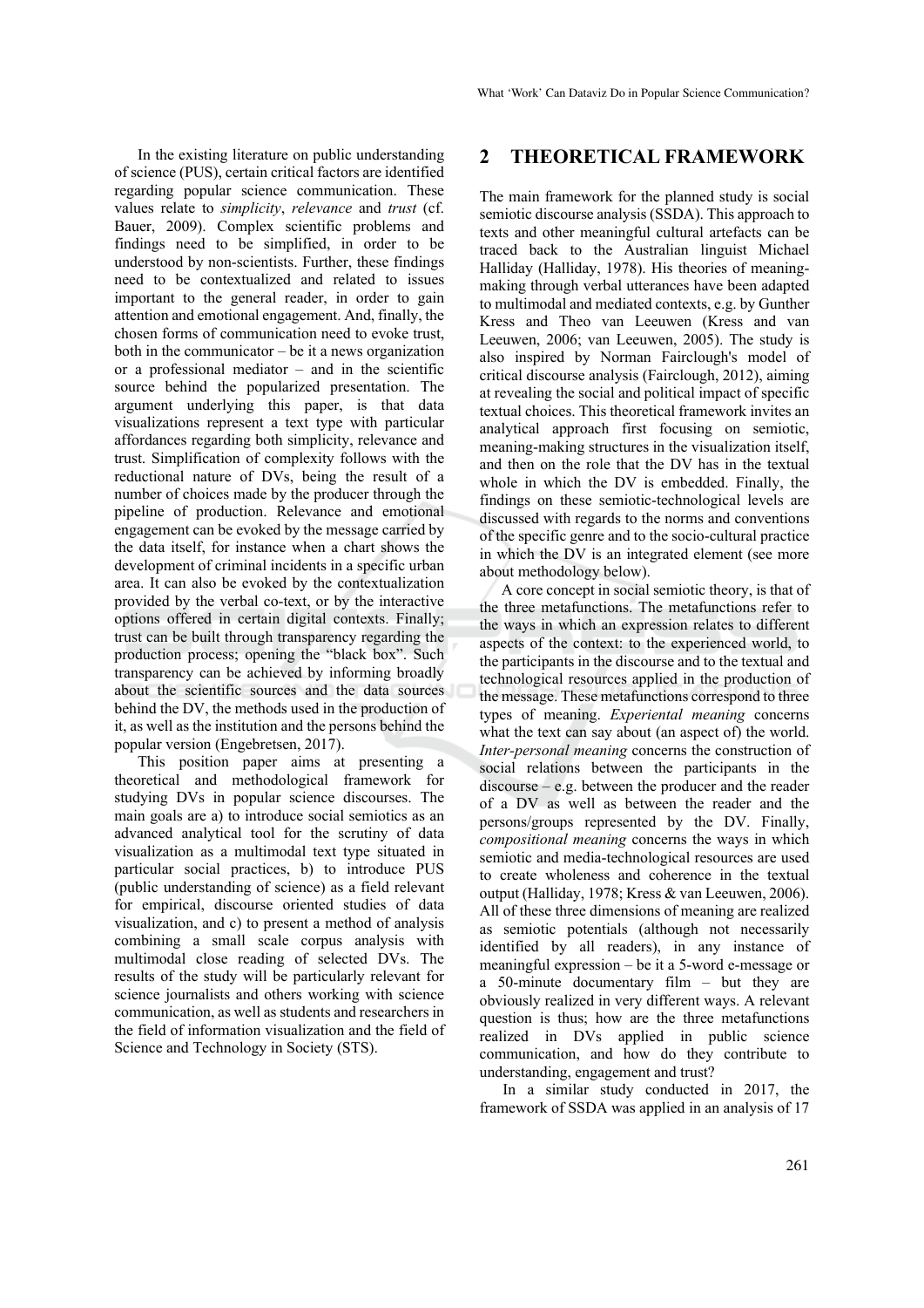In the existing literature on public understanding of science (PUS), certain critical factors are identified regarding popular science communication. These values relate to *simplicity*, *relevance* and *trust* (cf. Bauer, 2009). Complex scientific problems and findings need to be simplified, in order to be understood by non-scientists. Further, these findings need to be contextualized and related to issues important to the general reader, in order to gain attention and emotional engagement. And, finally, the chosen forms of communication need to evoke trust, both in the communicator – be it a news organization or a professional mediator – and in the scientific source behind the popularized presentation. The argument underlying this paper, is that data visualizations represent a text type with particular affordances regarding both simplicity, relevance and trust. Simplification of complexity follows with the reductional nature of DVs, being the result of a number of choices made by the producer through the pipeline of production. Relevance and emotional engagement can be evoked by the message carried by the data itself, for instance when a chart shows the development of criminal incidents in a specific urban area. It can also be evoked by the contextualization provided by the verbal co-text, or by the interactive options offered in certain digital contexts. Finally; trust can be built through transparency regarding the production process; opening the "black box". Such transparency can be achieved by informing broadly about the scientific sources and the data sources behind the DV, the methods used in the production of it, as well as the institution and the persons behind the popular version (Engebretsen, 2017).

This position paper aims at presenting a theoretical and methodological framework for studying DVs in popular science discourses. The main goals are a) to introduce social semiotics as an advanced analytical tool for the scrutiny of data visualization as a multimodal text type situated in particular social practices, b) to introduce PUS (public understanding of science) as a field relevant for empirical, discourse oriented studies of data visualization, and c) to present a method of analysis combining a small scale corpus analysis with multimodal close reading of selected DVs. The results of the study will be particularly relevant for science journalists and others working with science communication, as well as students and researchers in the field of information visualization and the field of Science and Technology in Society (STS).

## 2 THEORETICAL FRAMEWORK

The main framework for the planned study is social semiotic discourse analysis (SSDA). This approach to texts and other meaningful cultural artefacts can be traced back to the Australian linguist Michael Halliday (Halliday, 1978). His theories of meaning-making through verbal utterances have been adapted to multimodal and mediated contexts, e.g. by Gunther Kress and Theo van Leeuwen (Kress and van Leeuwen, 2006; van Leeuwen, 2005). The study is also inspired by Norman Fairclough's model of critical discourse analysis (Fairclough, 2012), aiming at revealing the social and political impact of specific textual choices. This theoretical framework invites an analytical approach first focusing on semiotic, meaning-making structures in the visualization itself, and then on the role that the DV has in the textual whole in which the DV is embedded. Finally, the findings on these semiotic-technological levels are discussed with regards to the norms and conventions of the specific genre and to the socio-cultural practice in which the DV is an integrated element (see more about methodology below).

A core concept in social semiotic theory, is that of the three metafunctions. The metafunctions refer to the ways in which an expression relates to different aspects of the context: to the experienced world, to the participants in the discourse and to the textual and technological resources applied in the production of the message. These metafunctions correspond to three types of meaning. *Experiential meaning* concerns what the text can say about (an aspect of) the world. *Inter-personal meaning* concerns the construction of social relations between the participants in the discourse – e.g. between the producer and the reader of a DV as well as between the reader and the persons/groups represented by the DV. Finally, *compositional meaning* concerns the ways in which semiotic and media-technological resources are used to create wholeness and coherence in the textual output (Halliday, 1978; Kress & van Leeuwen, 2006). All of these three dimensions of meaning are realized as semiotic potentials (although not necessarily identified by all readers), in any instance of meaningful expression – be it a 5-word e-message or a 50-minute documentary film – but they are obviously realized in very different ways. A relevant question is thus; how are the three metafunctions realized in DVs applied in public science communication, and how do they contribute to understanding, engagement and trust?

In a similar study conducted in 2017, the framework of SSDA was applied in an analysis of 17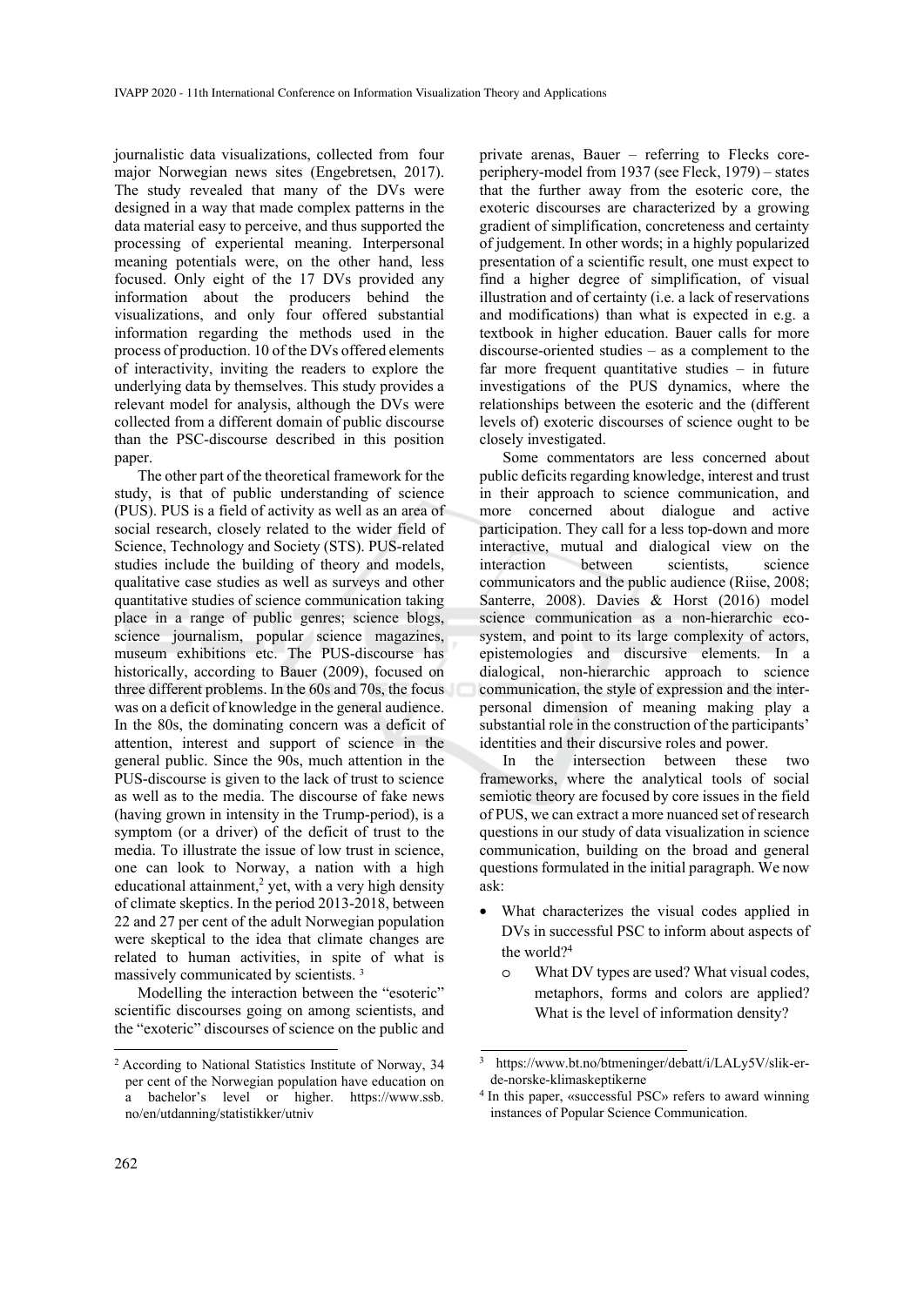journalistic data visualizations, collected from four major Norwegian news sites (Engebretsen, 2017). The study revealed that many of the DVs were designed in a way that made complex patterns in the data material easy to perceive, and thus supported the processing of experiental meaning. Interpersonal meaning potentials were, on the other hand, less focused. Only eight of the 17 DVs provided any information about the producers behind the visualizations, and only four offered substantial information regarding the methods used in the process of production. 10 of the DVs offered elements of interactivity, inviting the readers to explore the underlying data by themselves. This study provides a relevant model for analysis, although the DVs were collected from a different domain of public discourse than the PSC-discourse described in this position paper.

The other part of the theoretical framework for the study, is that of public understanding of science (PUS). PUS is a field of activity as well as an area of social research, closely related to the wider field of Science, Technology and Society (STS). PUS-related studies include the building of theory and models, qualitative case studies as well as surveys and other quantitative studies of science communication taking place in a range of public genres; science blogs, science journalism, popular science magazines, museum exhibitions etc. The PUS-discourse has historically, according to Bauer (2009), focused on three different problems. In the 60s and 70s, the focus was on a deficit of knowledge in the general audience. In the 80s, the dominating concern was a deficit of attention, interest and support of science in the general public. Since the 90s, much attention in the PUS-discourse is given to the lack of trust to science as well as to the media. The discourse of fake news (having grown in intensity in the Trump-period), is a symptom (or a driver) of the deficit of trust to the media. To illustrate the issue of low trust in science, one can look to Norway, a nation with a high educational attainment,[2] yet, with a very high density of climate skeptics. In the period 2013-2018, between 22 and 27 per cent of the adult Norwegian population were skeptical to the idea that climate changes are related to human activities, in spite of what is massively communicated by scientists. [3]

Modelling the interaction between the "esoteric" scientific discourses going on among scientists, and the "exoteric" discourses of science on the public and private arenas, Bauer – referring to Flecks core-periphery-model from 1937 (see Fleck, 1979) – states that the further away from the esoteric core, the exoteric discourses are characterized by a growing gradient of simplification, concreteness and certainty of judgement. In other words; in a highly popularized presentation of a scientific result, one must expect to find a higher degree of simplification, of visual illustration and of certainty (i.e. a lack of reservations and modifications) than what is expected in e.g. a textbook in higher education. Bauer calls for more discourse-oriented studies – as a complement to the far more frequent quantitative studies – in future investigations of the PUS dynamics, where the relationships between the esoteric and the (different levels of) exoteric discourses of science ought to be closely investigated.

Some commentators are less concerned about public deficits regarding knowledge, interest and trust in their approach to science communication, and more concerned about dialogue and active participation. They call for a less top-down and more interactive, mutual and dialogical view on the interaction between scientists, science communicators and the public audience (Riise, 2008; Santerre, 2008). Davies & Horst (2016) model science communication as a non-hierarchic eco-system, and point to its large complexity of actors, epistemologies and discursive elements. In a dialogical, non-hierarchic approach to science communication, the style of expression and the inter-personal dimension of meaning making play a substantial role in the construction of the participants' identities and their discursive roles and power.

In the intersection between these two frameworks, where the analytical tools of social semiotic theory are focused by core issues in the field of PUS, we can extract a more nuanced set of research questions in our study of data visualization in science communication, building on the broad and general questions formulated in the initial paragraph. We now ask:

- What characterizes the visual codes applied in DVs in successful PSC to inform about aspects of the world?[4]
  - What DV types are used? What visual codes, metaphors, forms and colors are applied? What is the level of information density?

---

[2] According to National Statistics Institute of Norway, 34 per cent of the Norwegian population have education on a bachelor's level or higher. https://www.ssb.no/en/utdanning/statistikker/utniv

[3] https://www.bt.no/btmeninger/debatt/i/LALy5V/slik-er-de-norske-klimaskeptikerne

[4] In this paper, «successful PSC» refers to award winning instances of Popular Science Communication.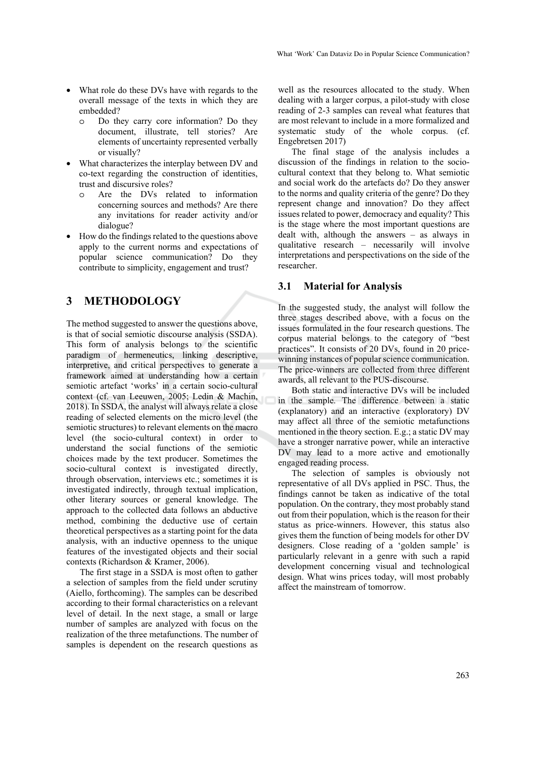- What role do these DVs have with regards to the overall message of the texts in which they are embedded?
  - Do they carry core information? Do they document, illustrate, tell stories? Are elements of uncertainty represented verbally or visually?
- What characterizes the interplay between DV and co-text regarding the construction of identities, trust and discursive roles?
  - Are the DVs related to information concerning sources and methods? Are there any invitations for reader activity and/or dialogue?
- How do the findings related to the questions above apply to the current norms and expectations of popular science communication? Do they contribute to simplicity, engagement and trust?

## 3 METHODOLOGY

The method suggested to answer the questions above, is that of social semiotic discourse analysis (SSDA). This form of analysis belongs to the scientific paradigm of hermeneutics, linking descriptive, interpretive, and critical perspectives to generate a framework aimed at understanding how a certain semiotic artefact 'works' in a certain socio-cultural context (cf. van Leeuwen, 2005; Ledin & Machin, 2018). In SSDA, the analyst will always relate a close reading of selected elements on the micro level (the semiotic structures) to relevant elements on the macro level (the socio-cultural context) in order to understand the social functions of the semiotic choices made by the text producer. Sometimes the socio-cultural context is investigated directly, through observation, interviews etc.; sometimes it is investigated indirectly, through textual implication, other literary sources or general knowledge. The approach to the collected data follows an abductive method, combining the deductive use of certain theoretical perspectives as a starting point for the data analysis, with an inductive openness to the unique features of the investigated objects and their social contexts (Richardson & Kramer, 2006).

The first stage in a SSDA is most often to gather a selection of samples from the field under scrutiny (Aiello, forthcoming). The samples can be described according to their formal characteristics on a relevant level of detail. In the next stage, a small or large number of samples are analyzed with focus on the realization of the three metafunctions. The number of samples is dependent on the research questions as well as the resources allocated to the study. When dealing with a larger corpus, a pilot-study with close reading of 2-3 samples can reveal what features that are most relevant to include in a more formalized and systematic study of the whole corpus. (cf. Engebretsen 2017)

The final stage of the analysis includes a discussion of the findings in relation to the socio-cultural context that they belong to. What semiotic and social work do the artefacts do? Do they answer to the norms and quality criteria of the genre? Do they represent change and innovation? Do they affect issues related to power, democracy and equality? This is the stage where the most important questions are dealt with, although the answers – as always in qualitative research – necessarily will involve interpretations and perspectivations on the side of the researcher.

### 3.1 Material for Analysis

In the suggested study, the analyst will follow the three stages described above, with a focus on the issues formulated in the four research questions. The corpus material belongs to the category of "best practices". It consists of 20 DVs, found in 20 price-winning instances of popular science communication. The price-winners are collected from three different awards, all relevant to the PUS-discourse.

Both static and interactive DVs will be included in the sample. The difference between a static (explanatory) and an interactive (exploratory) DV may affect all three of the semiotic metafunctions mentioned in the theory section. E.g.; a static DV may have a stronger narrative power, while an interactive DV may lead to a more active and emotionally engaged reading process.

The selection of samples is obviously not representative of all DVs applied in PSC. Thus, the findings cannot be taken as indicative of the total population. On the contrary, they most probably stand out from their population, which is the reason for their status as price-winners. However, this status also gives them the function of being models for other DV designers. Close reading of a 'golden sample' is particularly relevant in a genre with such a rapid development concerning visual and technological design. What wins prices today, will most probably affect the mainstream of tomorrow.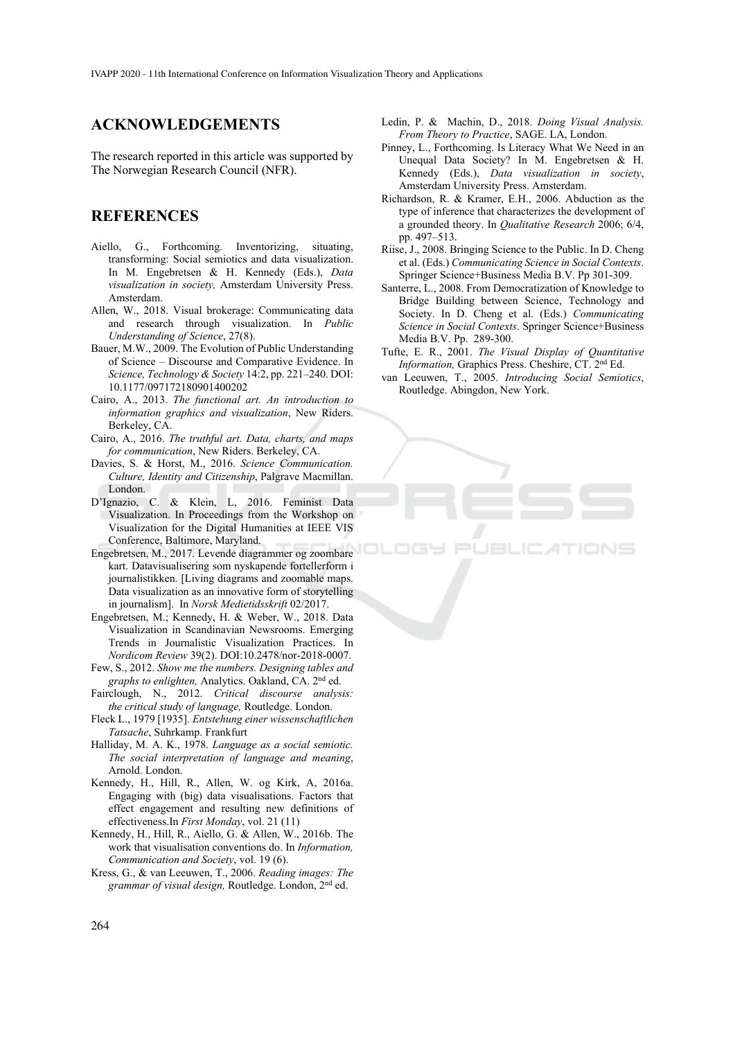## ACKNOWLEDGEMENTS

The research reported in this article was supported by The Norwegian Research Council (NFR).

## REFERENCES

Aiello, G., Forthcoming. Inventorizing, situating, transforming: Social semiotics and data visualization. In M. Engebretsen & H. Kennedy (Eds.), *Data visualization in society,* Amsterdam University Press. Amsterdam.

Allen, W., 2018. Visual brokerage: Communicating data and research through visualization. In *Public Understanding of Science*, 27(8).

Bauer, M.W., 2009. The Evolution of Public Understanding of Science – Discourse and Comparative Evidence. In *Science, Technology & Society* 14:2, pp. 221–240. DOI: 10.1177/097172180901400202

Cairo, A., 2013. *The functional art. An introduction to information graphics and visualization*, New Riders. Berkeley, CA.

Cairo, A., 2016. *The truthful art. Data, charts, and maps for communication*, New Riders. Berkeley, CA.

Davies, S. & Horst, M., 2016. *Science Communication. Culture, Identity and Citizenship*, Palgrave Macmillan. London.

D'Ignazio, C. & Klein, L, 2016. Feminist Data Visualization. In Proceedings from the Workshop on Visualization for the Digital Humanities at IEEE VIS Conference, Baltimore, Maryland.

Engebretsen, M., 2017. Levende diagrammer og zoombare kart. Datavisualisering som nyskapende fortellerform i journalistikken. [Living diagrams and zoomable maps. Data visualization as an innovative form of storytelling in journalism]. In *Norsk Medietidsskrift* 02/2017.

Engebretsen, M.; Kennedy, H. & Weber, W., 2018. Data Visualization in Scandinavian Newsrooms. Emerging Trends in Journalistic Visualization Practices. In *Nordicom Review* 39(2). DOI:10.2478/nor-2018-0007.

Few, S., 2012. *Show me the numbers. Designing tables and graphs to enlighten,* Analytics. Oakland, CA. 2nd ed.

Fairclough, N., 2012. *Critical discourse analysis: the critical study of language,* Routledge. London.

Fleck L., 1979 [1935]. *Entstehung einer wissenschaftlichen Tatsache*, Suhrkamp. Frankfurt

Halliday, M. A. K., 1978. *Language as a social semiotic. The social interpretation of language and meaning*, Arnold. London.

Kennedy, H., Hill, R., Allen, W. og Kirk, A, 2016a. Engaging with (big) data visualisations. Factors that effect engagement and resulting new definitions of effectiveness.In *First Monday*, vol. 21 (11)

Kennedy, H., Hill, R., Aiello, G. & Allen, W., 2016b. The work that visualisation conventions do. In *Information, Communication and Society*, vol. 19 (6).

Kress, G., & van Leeuwen, T., 2006. *Reading images: The grammar of visual design,* Routledge. London, 2nd ed.

Ledin, P. & Machin, D., 2018. *Doing Visual Analysis. From Theory to Practice*, SAGE. LA, London.

Pinney, L., Forthcoming. Is Literacy What We Need in an Unequal Data Society? In M. Engebretsen & H. Kennedy (Eds.), *Data visualization in society*, Amsterdam University Press. Amsterdam.

Richardson, R. & Kramer, E.H., 2006. Abduction as the type of inference that characterizes the development of a grounded theory. In *Qualitative Research* 2006; 6/4, pp. 497–513.

Riise, J., 2008. Bringing Science to the Public. In D. Cheng et al. (Eds.) *Communicating Science in Social Contexts*. Springer Science+Business Media B.V. Pp 301-309.

Santerre, L., 2008. From Democratization of Knowledge to Bridge Building between Science, Technology and Society. In D. Cheng et al. (Eds.) *Communicating Science in Social Contexts*. Springer Science+Business Media B.V. Pp. 289-300.

Tufte, E. R., 2001. *The Visual Display of Quantitative Information,* Graphics Press. Cheshire, CT. 2nd Ed.

van Leeuwen, T., 2005. *Introducing Social Semiotics*, Routledge. Abingdon, New York.